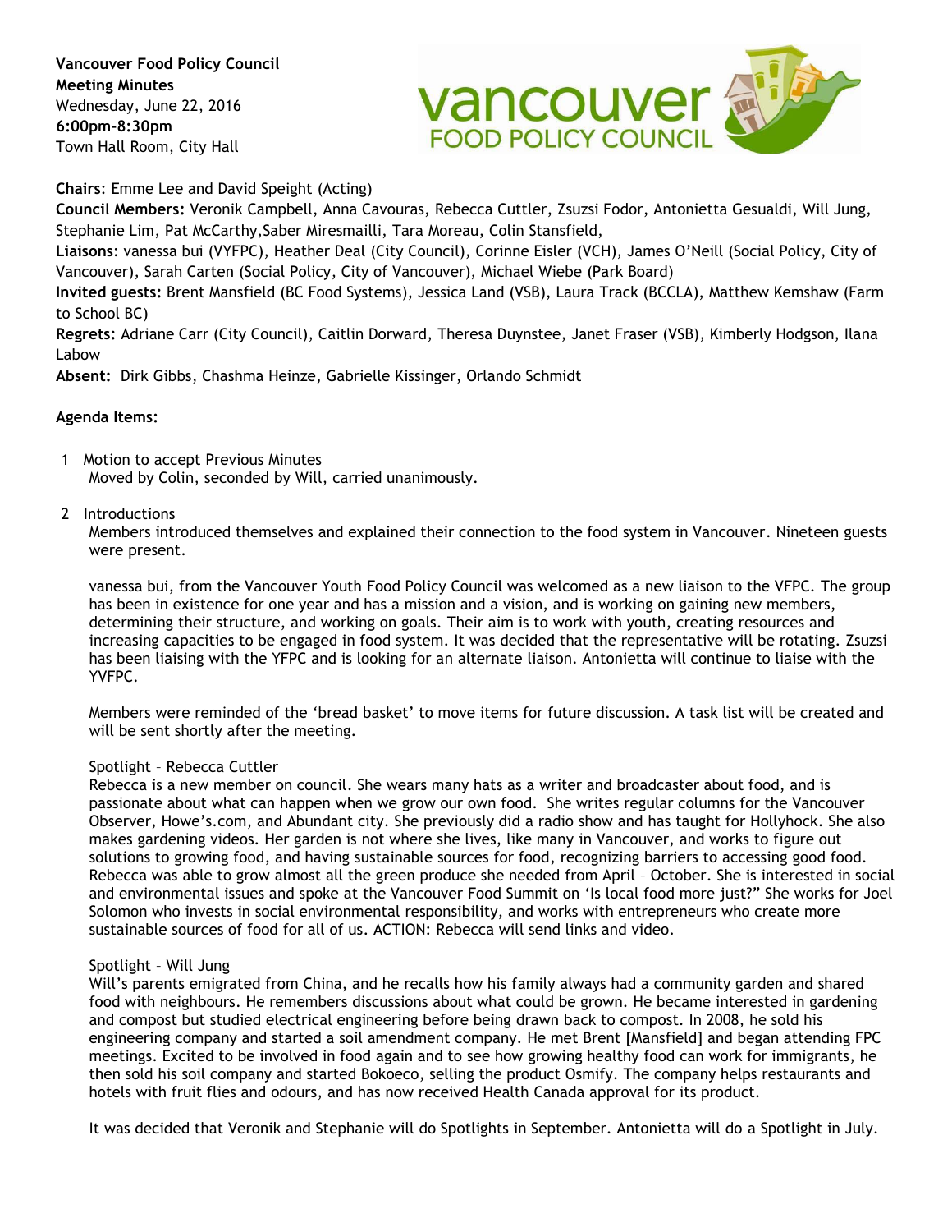**Vancouver Food Policy Council**
**Meeting Minutes**
Wednesday, June 22, 2016
**6:00pm-8:30pm**
Town Hall Room, City Hall

**Chairs**: Emme Lee and David Speight (Acting)
**Council Members:** Veronik Campbell, Anna Cavouras, Rebecca Cuttler, Zsuzsi Fodor, Antonietta Gesualdi, Will Jung, Stephanie Lim, Pat McCarthy,Saber Miresmailli, Tara Moreau, Colin Stansfield,
**Liaisons**: vanessa bui (VYFPC), Heather Deal (City Council), Corinne Eisler (VCH), James O'Neill (Social Policy, City of Vancouver), Sarah Carten (Social Policy, City of Vancouver), Michael Wiebe (Park Board)
**Invited guests:** Brent Mansfield (BC Food Systems), Jessica Land (VSB), Laura Track (BCCLA), Matthew Kemshaw (Farm to School BC)
**Regrets:** Adriane Carr (City Council), Caitlin Dorward, Theresa Duynstee, Janet Fraser (VSB), Kimberly Hodgson, Ilana Labow
**Absent:** Dirk Gibbs, Chashma Heinze, Gabrielle Kissinger, Orlando Schmidt

**Agenda Items:**

1 Motion to accept Previous Minutes
Moved by Colin, seconded by Will, carried unanimously.

2 Introductions
Members introduced themselves and explained their connection to the food system in Vancouver. Nineteen guests were present.

vanessa bui, from the Vancouver Youth Food Policy Council was welcomed as a new liaison to the VFPC. The group has been in existence for one year and has a mission and a vision, and is working on gaining new members, determining their structure, and working on goals. Their aim is to work with youth, creating resources and increasing capacities to be engaged in food system. It was decided that the representative will be rotating. Zsuzsi has been liaising with the YFPC and is looking for an alternate liaison. Antonietta will continue to liaise with the YVFPC.

Members were reminded of the 'bread basket' to move items for future discussion. A task list will be created and will be sent shortly after the meeting.

Spotlight – Rebecca Cuttler
Rebecca is a new member on council. She wears many hats as a writer and broadcaster about food, and is passionate about what can happen when we grow our own food. She writes regular columns for the Vancouver Observer, Howe's.com, and Abundant city. She previously did a radio show and has taught for Hollyhock. She also makes gardening videos. Her garden is not where she lives, like many in Vancouver, and works to figure out solutions to growing food, and having sustainable sources for food, recognizing barriers to accessing good food. Rebecca was able to grow almost all the green produce she needed from April – October. She is interested in social and environmental issues and spoke at the Vancouver Food Summit on 'Is local food more just?" She works for Joel Solomon who invests in social environmental responsibility, and works with entrepreneurs who create more sustainable sources of food for all of us. ACTION: Rebecca will send links and video.

Spotlight – Will Jung
Will's parents emigrated from China, and he recalls how his family always had a community garden and shared food with neighbours. He remembers discussions about what could be grown. He became interested in gardening and compost but studied electrical engineering before being drawn back to compost. In 2008, he sold his engineering company and started a soil amendment company. He met Brent [Mansfield] and began attending FPC meetings. Excited to be involved in food again and to see how growing healthy food can work for immigrants, he then sold his soil company and started Bokoeco, selling the product Osmify. The company helps restaurants and hotels with fruit flies and odours, and has now received Health Canada approval for its product.

It was decided that Veronik and Stephanie will do Spotlights in September. Antonietta will do a Spotlight in July.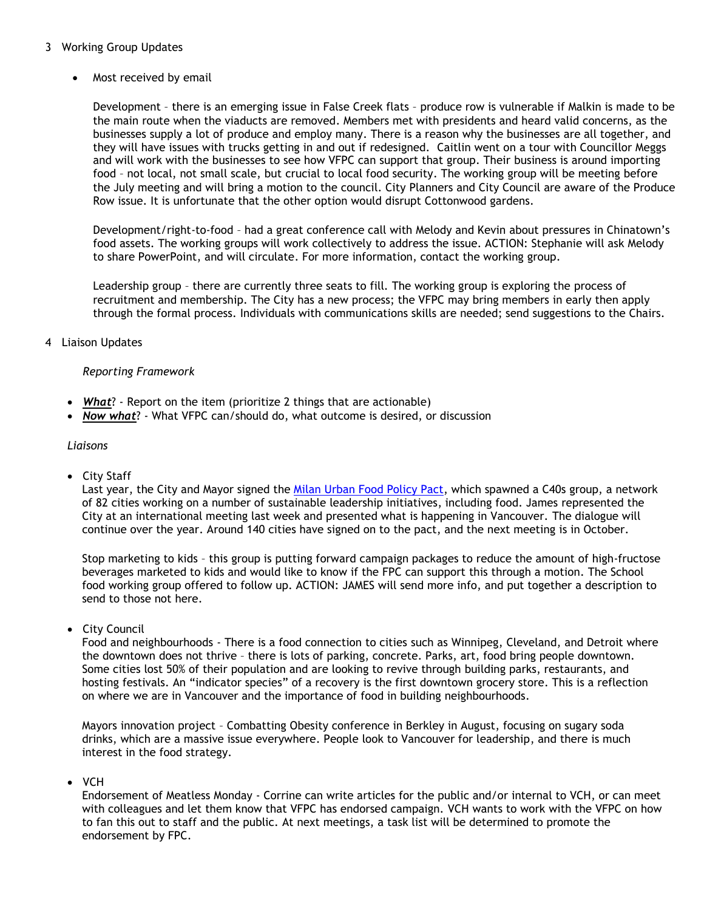3 Working Group Updates

- Most received by email

  Development – there is an emerging issue in False Creek flats – produce row is vulnerable if Malkin is made to be the main route when the viaducts are removed. Members met with presidents and heard valid concerns, as the businesses supply a lot of produce and employ many. There is a reason why the businesses are all together, and they will have issues with trucks getting in and out if redesigned. Caitlin went on a tour with Councillor Meggs and will work with the businesses to see how VFPC can support that group. Their business is around importing food – not local, not small scale, but crucial to local food security. The working group will be meeting before the July meeting and will bring a motion to the council. City Planners and City Council are aware of the Produce Row issue. It is unfortunate that the other option would disrupt Cottonwood gardens.

  Development/right-to-food – had a great conference call with Melody and Kevin about pressures in Chinatown's food assets. The working groups will work collectively to address the issue. ACTION: Stephanie will ask Melody to share PowerPoint, and will circulate. For more information, contact the working group.

  Leadership group – there are currently three seats to fill. The working group is exploring the process of recruitment and membership. The City has a new process; the VFPC may bring members in early then apply through the formal process. Individuals with communications skills are needed; send suggestions to the Chairs.

4 Liaison Updates

*Reporting Framework*

- ***What***? - Report on the item (prioritize 2 things that are actionable)
- ***Now what***? - What VFPC can/should do, what outcome is desired, or discussion

*Liaisons*

- City Staff

  Last year, the City and Mayor signed the Milan Urban Food Policy Pact, which spawned a C40s group, a network of 82 cities working on a number of sustainable leadership initiatives, including food. James represented the City at an international meeting last week and presented what is happening in Vancouver. The dialogue will continue over the year. Around 140 cities have signed on to the pact, and the next meeting is in October.

  Stop marketing to kids – this group is putting forward campaign packages to reduce the amount of high-fructose beverages marketed to kids and would like to know if the FPC can support this through a motion. The School food working group offered to follow up. ACTION: JAMES will send more info, and put together a description to send to those not here.

- City Council

  Food and neighbourhoods - There is a food connection to cities such as Winnipeg, Cleveland, and Detroit where the downtown does not thrive – there is lots of parking, concrete. Parks, art, food bring people downtown. Some cities lost 50% of their population and are looking to revive through building parks, restaurants, and hosting festivals. An "indicator species" of a recovery is the first downtown grocery store. This is a reflection on where we are in Vancouver and the importance of food in building neighbourhoods.

  Mayors innovation project – Combatting Obesity conference in Berkley in August, focusing on sugary soda drinks, which are a massive issue everywhere. People look to Vancouver for leadership, and there is much interest in the food strategy.

- VCH

  Endorsement of Meatless Monday - Corrine can write articles for the public and/or internal to VCH, or can meet with colleagues and let them know that VFPC has endorsed campaign. VCH wants to work with the VFPC on how to fan this out to staff and the public. At next meetings, a task list will be determined to promote the endorsement by FPC.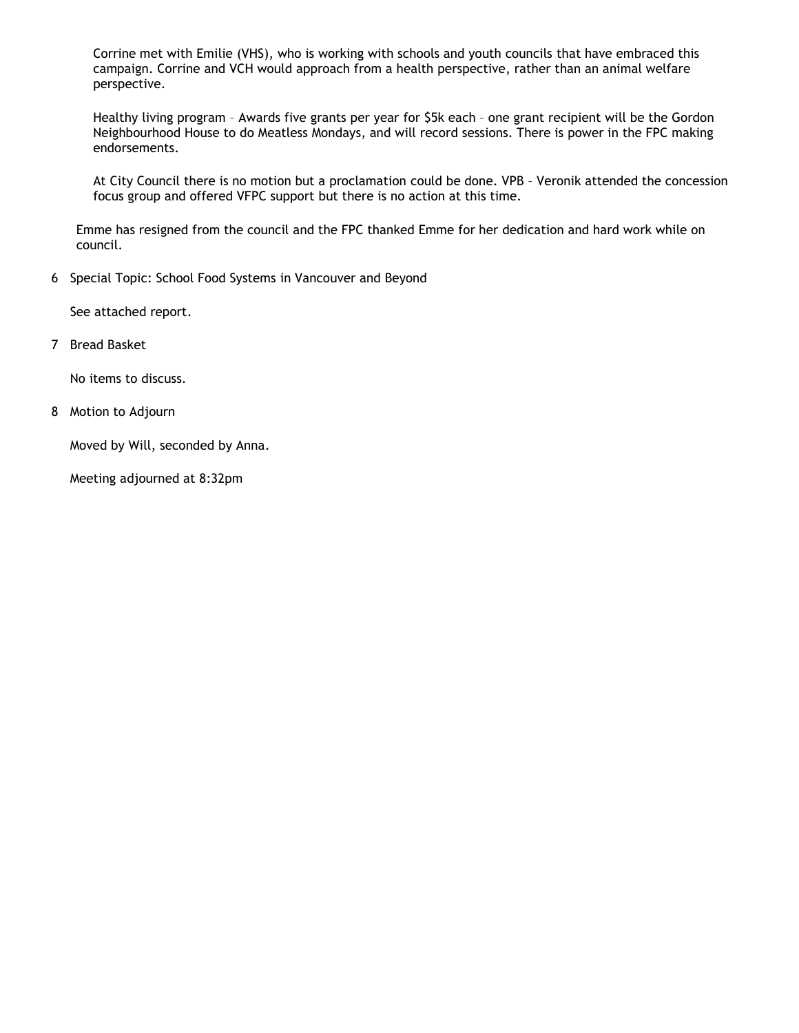Corrine met with Emilie (VHS), who is working with schools and youth councils that have embraced this campaign. Corrine and VCH would approach from a health perspective, rather than an animal welfare perspective.

Healthy living program – Awards five grants per year for $5k each – one grant recipient will be the Gordon Neighbourhood House to do Meatless Mondays, and will record sessions. There is power in the FPC making endorsements.

At City Council there is no motion but a proclamation could be done. VPB – Veronik attended the concession focus group and offered VFPC support but there is no action at this time.

Emme has resigned from the council and the FPC thanked Emme for her dedication and hard work while on council.

6 Special Topic: School Food Systems in Vancouver and Beyond

See attached report.

7 Bread Basket

No items to discuss.

8 Motion to Adjourn

Moved by Will, seconded by Anna.

Meeting adjourned at 8:32pm